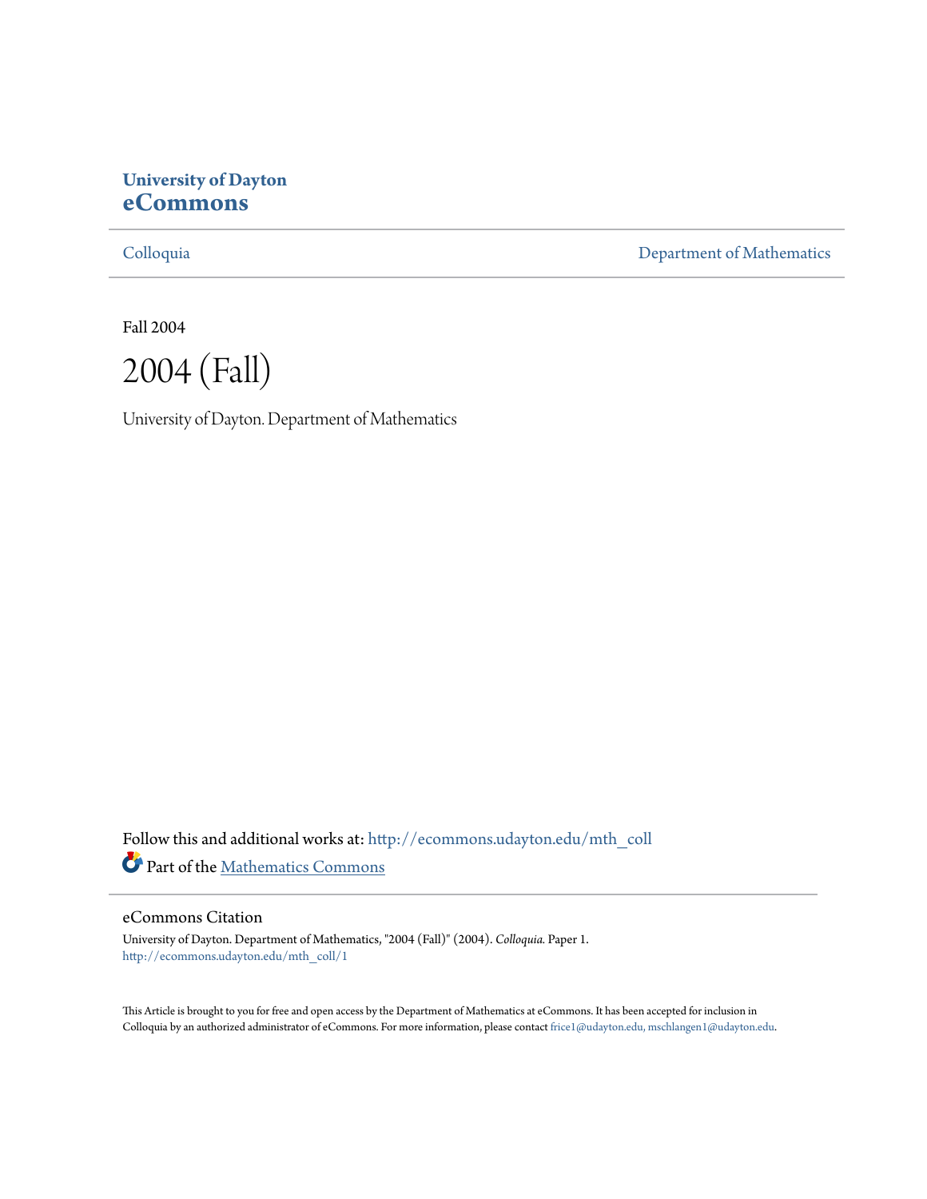**University of Dayton**
**eCommons**

Colloquia | Department of Mathematics

Fall 2004

# 2004 (Fall)

University of Dayton. Department of Mathematics

Follow this and additional works at: http://ecommons.udayton.edu/mth_coll

Part of the Mathematics Commons

## eCommons Citation

University of Dayton. Department of Mathematics, "2004 (Fall)" (2004). *Colloquia.* Paper 1.
http://ecommons.udayton.edu/mth_coll/1

This Article is brought to you for free and open access by the Department of Mathematics at eCommons. It has been accepted for inclusion in Colloquia by an authorized administrator of eCommons. For more information, please contact frice1@udayton.edu, mschlangen1@udayton.edu.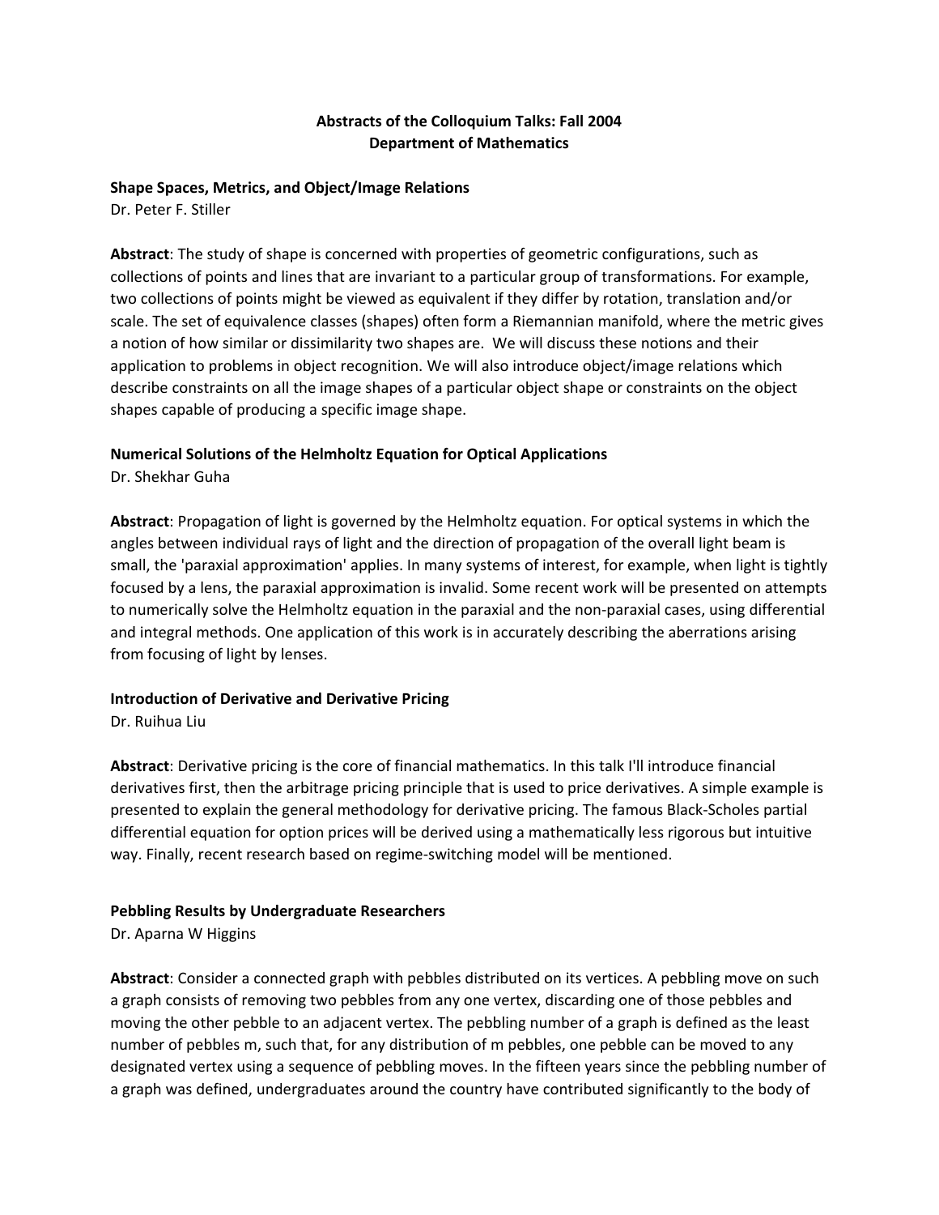**Abstracts of the Colloquium Talks: Fall 2004**
**Department of Mathematics**

**Shape Spaces, Metrics, and Object/Image Relations**
Dr. Peter F. Stiller

**Abstract**: The study of shape is concerned with properties of geometric configurations, such as collections of points and lines that are invariant to a particular group of transformations. For example, two collections of points might be viewed as equivalent if they differ by rotation, translation and/or scale. The set of equivalence classes (shapes) often form a Riemannian manifold, where the metric gives a notion of how similar or dissimilarity two shapes are. We will discuss these notions and their application to problems in object recognition. We will also introduce object/image relations which describe constraints on all the image shapes of a particular object shape or constraints on the object shapes capable of producing a specific image shape.

**Numerical Solutions of the Helmholtz Equation for Optical Applications**
Dr. Shekhar Guha

**Abstract**: Propagation of light is governed by the Helmholtz equation. For optical systems in which the angles between individual rays of light and the direction of propagation of the overall light beam is small, the 'paraxial approximation' applies. In many systems of interest, for example, when light is tightly focused by a lens, the paraxial approximation is invalid. Some recent work will be presented on attempts to numerically solve the Helmholtz equation in the paraxial and the non-paraxial cases, using differential and integral methods. One application of this work is in accurately describing the aberrations arising from focusing of light by lenses.

**Introduction of Derivative and Derivative Pricing**
Dr. Ruihua Liu

**Abstract**: Derivative pricing is the core of financial mathematics. In this talk I'll introduce financial derivatives first, then the arbitrage pricing principle that is used to price derivatives. A simple example is presented to explain the general methodology for derivative pricing. The famous Black-Scholes partial differential equation for option prices will be derived using a mathematically less rigorous but intuitive way. Finally, recent research based on regime-switching model will be mentioned.

**Pebbling Results by Undergraduate Researchers**
Dr. Aparna W Higgins

**Abstract**: Consider a connected graph with pebbles distributed on its vertices. A pebbling move on such a graph consists of removing two pebbles from any one vertex, discarding one of those pebbles and moving the other pebble to an adjacent vertex. The pebbling number of a graph is defined as the least number of pebbles m, such that, for any distribution of m pebbles, one pebble can be moved to any designated vertex using a sequence of pebbling moves. In the fifteen years since the pebbling number of a graph was defined, undergraduates around the country have contributed significantly to the body of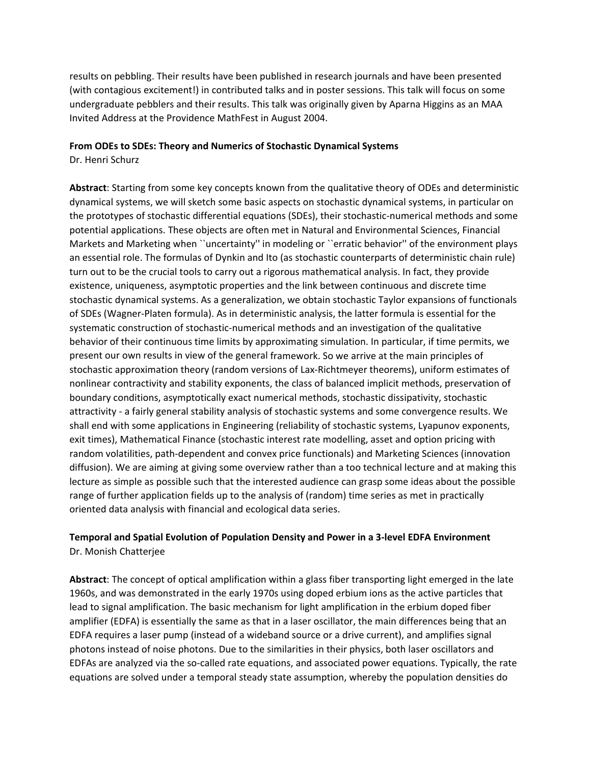results on pebbling. Their results have been published in research journals and have been presented (with contagious excitement!) in contributed talks and in poster sessions. This talk will focus on some undergraduate pebblers and their results. This talk was originally given by Aparna Higgins as an MAA Invited Address at the Providence MathFest in August 2004.

**From ODEs to SDEs: Theory and Numerics of Stochastic Dynamical Systems**
Dr. Henri Schurz

**Abstract**: Starting from some key concepts known from the qualitative theory of ODEs and deterministic dynamical systems, we will sketch some basic aspects on stochastic dynamical systems, in particular on the prototypes of stochastic differential equations (SDEs), their stochastic-numerical methods and some potential applications. These objects are often met in Natural and Environmental Sciences, Financial Markets and Marketing when ``uncertainty'' in modeling or ``erratic behavior'' of the environment plays an essential role. The formulas of Dynkin and Ito (as stochastic counterparts of deterministic chain rule) turn out to be the crucial tools to carry out a rigorous mathematical analysis. In fact, they provide existence, uniqueness, asymptotic properties and the link between continuous and discrete time stochastic dynamical systems. As a generalization, we obtain stochastic Taylor expansions of functionals of SDEs (Wagner-Platen formula). As in deterministic analysis, the latter formula is essential for the systematic construction of stochastic-numerical methods and an investigation of the qualitative behavior of their continuous time limits by approximating simulation. In particular, if time permits, we present our own results in view of the general framework. So we arrive at the main principles of stochastic approximation theory (random versions of Lax-Richtmeyer theorems), uniform estimates of nonlinear contractivity and stability exponents, the class of balanced implicit methods, preservation of boundary conditions, asymptotically exact numerical methods, stochastic dissipativity, stochastic attractivity - a fairly general stability analysis of stochastic systems and some convergence results. We shall end with some applications in Engineering (reliability of stochastic systems, Lyapunov exponents, exit times), Mathematical Finance (stochastic interest rate modelling, asset and option pricing with random volatilities, path-dependent and convex price functionals) and Marketing Sciences (innovation diffusion). We are aiming at giving some overview rather than a too technical lecture and at making this lecture as simple as possible such that the interested audience can grasp some ideas about the possible range of further application fields up to the analysis of (random) time series as met in practically oriented data analysis with financial and ecological data series.

**Temporal and Spatial Evolution of Population Density and Power in a 3-level EDFA Environment**
Dr. Monish Chatterjee

**Abstract**: The concept of optical amplification within a glass fiber transporting light emerged in the late 1960s, and was demonstrated in the early 1970s using doped erbium ions as the active particles that lead to signal amplification. The basic mechanism for light amplification in the erbium doped fiber amplifier (EDFA) is essentially the same as that in a laser oscillator, the main differences being that an EDFA requires a laser pump (instead of a wideband source or a drive current), and amplifies signal photons instead of noise photons. Due to the similarities in their physics, both laser oscillators and EDFAs are analyzed via the so-called rate equations, and associated power equations. Typically, the rate equations are solved under a temporal steady state assumption, whereby the population densities do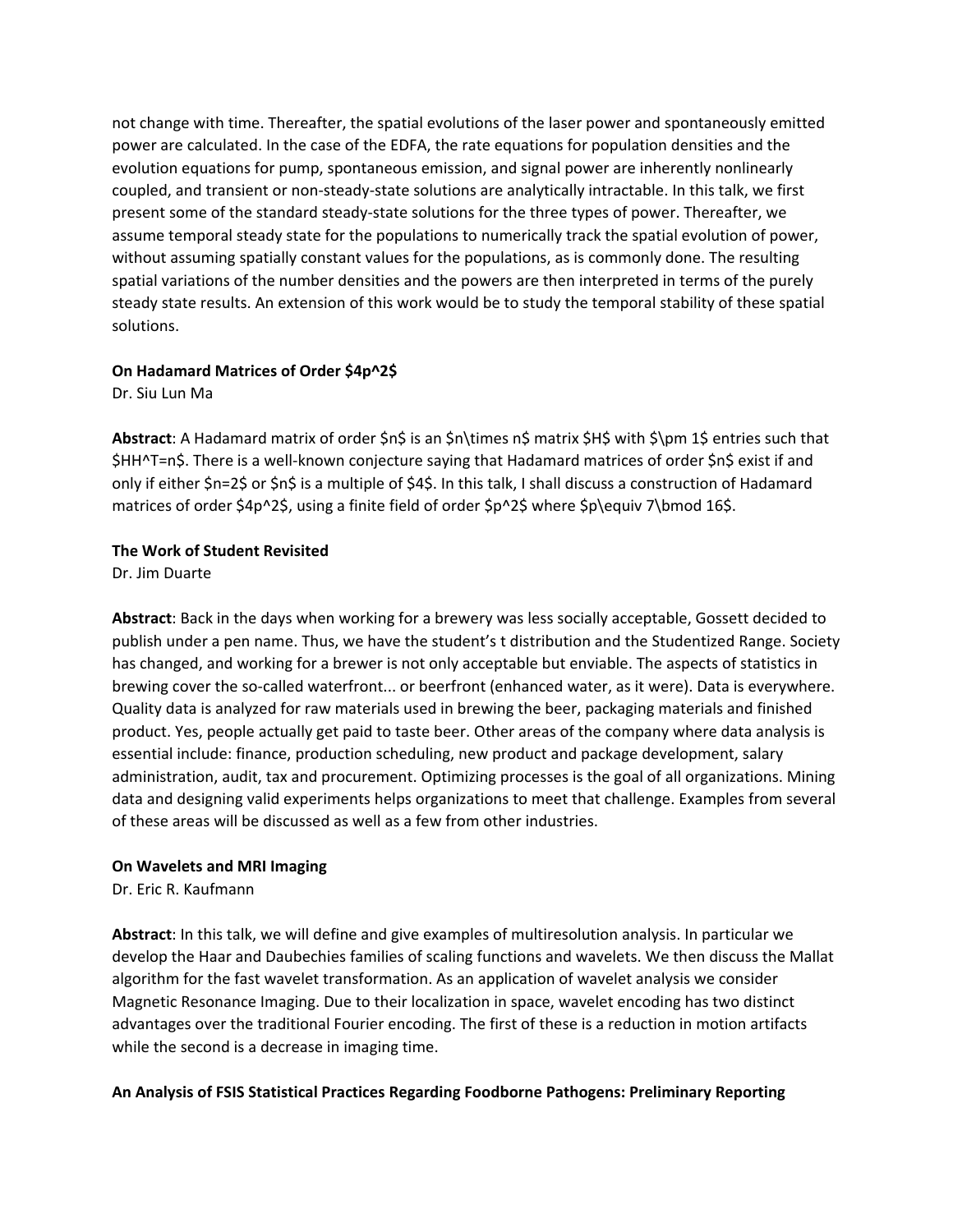not change with time. Thereafter, the spatial evolutions of the laser power and spontaneously emitted power are calculated. In the case of the EDFA, the rate equations for population densities and the evolution equations for pump, spontaneous emission, and signal power are inherently nonlinearly coupled, and transient or non-steady-state solutions are analytically intractable. In this talk, we first present some of the standard steady-state solutions for the three types of power. Thereafter, we assume temporal steady state for the populations to numerically track the spatial evolution of power, without assuming spatially constant values for the populations, as is commonly done. The resulting spatial variations of the number densities and the powers are then interpreted in terms of the purely steady state results. An extension of this work would be to study the temporal stability of these spatial solutions.

**On Hadamard Matrices of Order $4p^2$**

Dr. Siu Lun Ma

**Abstract**: A Hadamard matrix of order $n$ is an $n\times n$ matrix $H$ with $\pm 1$ entries such that $HH^T=n$. There is a well-known conjecture saying that Hadamard matrices of order $n$ exist if and only if either $n=2$ or $n$ is a multiple of $4$. In this talk, I shall discuss a construction of Hadamard matrices of order $4p^2$, using a finite field of order $p^2$ where $p\equiv 7\bmod 16$.

**The Work of Student Revisited**

Dr. Jim Duarte

**Abstract**: Back in the days when working for a brewery was less socially acceptable, Gossett decided to publish under a pen name. Thus, we have the student's t distribution and the Studentized Range. Society has changed, and working for a brewer is not only acceptable but enviable. The aspects of statistics in brewing cover the so-called waterfront... or beerfront (enhanced water, as it were). Data is everywhere. Quality data is analyzed for raw materials used in brewing the beer, packaging materials and finished product. Yes, people actually get paid to taste beer. Other areas of the company where data analysis is essential include: finance, production scheduling, new product and package development, salary administration, audit, tax and procurement. Optimizing processes is the goal of all organizations. Mining data and designing valid experiments helps organizations to meet that challenge. Examples from several of these areas will be discussed as well as a few from other industries.

**On Wavelets and MRI Imaging**

Dr. Eric R. Kaufmann

**Abstract**: In this talk, we will define and give examples of multiresolution analysis. In particular we develop the Haar and Daubechies families of scaling functions and wavelets. We then discuss the Mallat algorithm for the fast wavelet transformation. As an application of wavelet analysis we consider Magnetic Resonance Imaging. Due to their localization in space, wavelet encoding has two distinct advantages over the traditional Fourier encoding. The first of these is a reduction in motion artifacts while the second is a decrease in imaging time.

**An Analysis of FSIS Statistical Practices Regarding Foodborne Pathogens: Preliminary Reporting**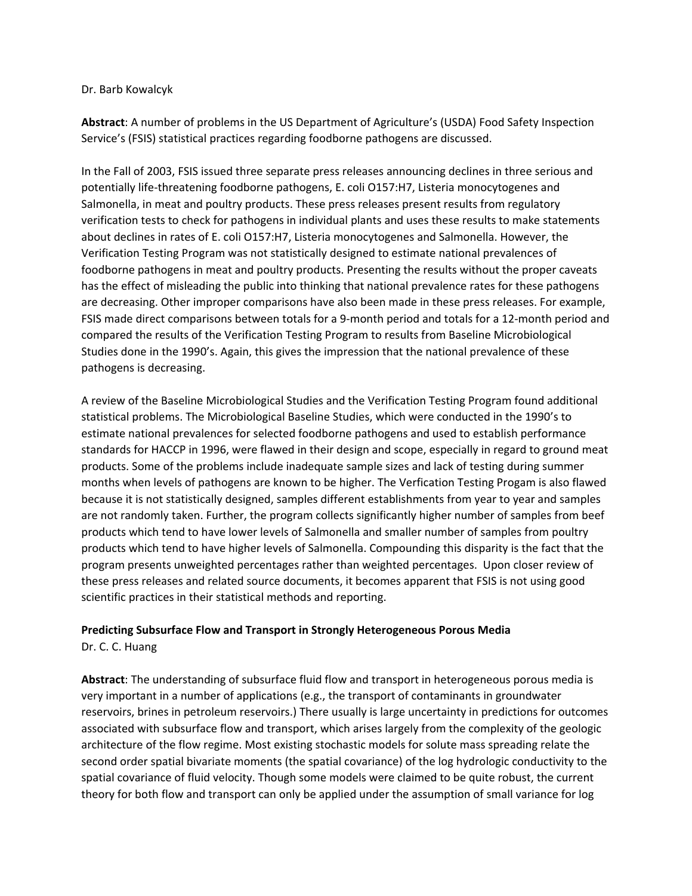Dr. Barb Kowalcyk

**Abstract**: A number of problems in the US Department of Agriculture's (USDA) Food Safety Inspection Service's (FSIS) statistical practices regarding foodborne pathogens are discussed.

In the Fall of 2003, FSIS issued three separate press releases announcing declines in three serious and potentially life-threatening foodborne pathogens, E. coli O157:H7, Listeria monocytogenes and Salmonella, in meat and poultry products. These press releases present results from regulatory verification tests to check for pathogens in individual plants and uses these results to make statements about declines in rates of E. coli O157:H7, Listeria monocytogenes and Salmonella. However, the Verification Testing Program was not statistically designed to estimate national prevalences of foodborne pathogens in meat and poultry products. Presenting the results without the proper caveats has the effect of misleading the public into thinking that national prevalence rates for these pathogens are decreasing. Other improper comparisons have also been made in these press releases. For example, FSIS made direct comparisons between totals for a 9-month period and totals for a 12-month period and compared the results of the Verification Testing Program to results from Baseline Microbiological Studies done in the 1990's. Again, this gives the impression that the national prevalence of these pathogens is decreasing.

A review of the Baseline Microbiological Studies and the Verification Testing Program found additional statistical problems. The Microbiological Baseline Studies, which were conducted in the 1990's to estimate national prevalences for selected foodborne pathogens and used to establish performance standards for HACCP in 1996, were flawed in their design and scope, especially in regard to ground meat products. Some of the problems include inadequate sample sizes and lack of testing during summer months when levels of pathogens are known to be higher. The Verfication Testing Progam is also flawed because it is not statistically designed, samples different establishments from year to year and samples are not randomly taken. Further, the program collects significantly higher number of samples from beef products which tend to have lower levels of Salmonella and smaller number of samples from poultry products which tend to have higher levels of Salmonella. Compounding this disparity is the fact that the program presents unweighted percentages rather than weighted percentages. Upon closer review of these press releases and related source documents, it becomes apparent that FSIS is not using good scientific practices in their statistical methods and reporting.

**Predicting Subsurface Flow and Transport in Strongly Heterogeneous Porous Media**
Dr. C. C. Huang

**Abstract**: The understanding of subsurface fluid flow and transport in heterogeneous porous media is very important in a number of applications (e.g., the transport of contaminants in groundwater reservoirs, brines in petroleum reservoirs.) There usually is large uncertainty in predictions for outcomes associated with subsurface flow and transport, which arises largely from the complexity of the geologic architecture of the flow regime. Most existing stochastic models for solute mass spreading relate the second order spatial bivariate moments (the spatial covariance) of the log hydrologic conductivity to the spatial covariance of fluid velocity. Though some models were claimed to be quite robust, the current theory for both flow and transport can only be applied under the assumption of small variance for log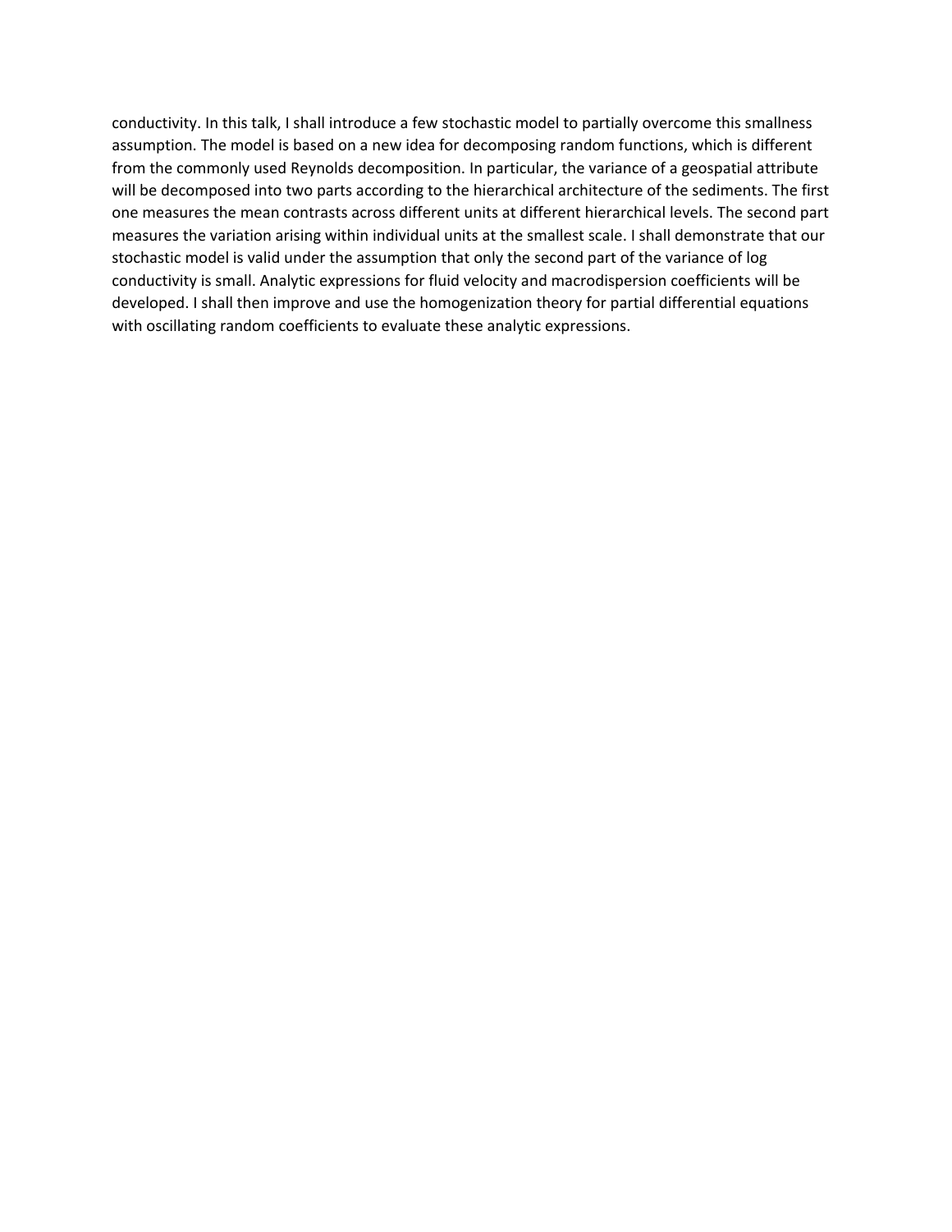conductivity. In this talk, I shall introduce a few stochastic model to partially overcome this smallness assumption. The model is based on a new idea for decomposing random functions, which is different from the commonly used Reynolds decomposition. In particular, the variance of a geospatial attribute will be decomposed into two parts according to the hierarchical architecture of the sediments. The first one measures the mean contrasts across different units at different hierarchical levels. The second part measures the variation arising within individual units at the smallest scale. I shall demonstrate that our stochastic model is valid under the assumption that only the second part of the variance of log conductivity is small. Analytic expressions for fluid velocity and macrodispersion coefficients will be developed. I shall then improve and use the homogenization theory for partial differential equations with oscillating random coefficients to evaluate these analytic expressions.